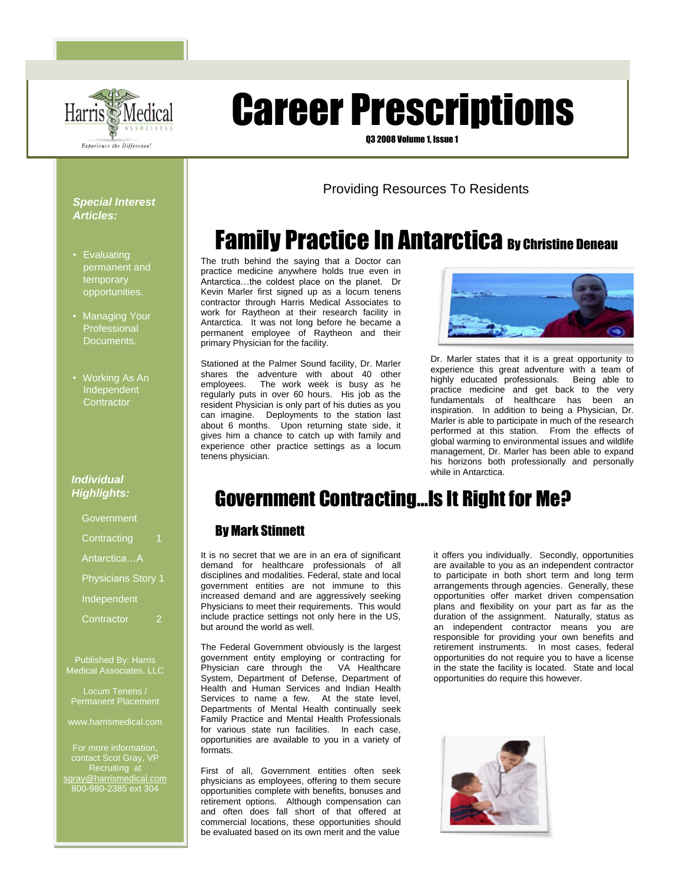# Career Prescriptions

Q3 2008 Volume 1, Issue 1

Harris Medical Associates

*Experience the Difference!*

Providing Resources To Residents

## Family Practice In Antarctica By Christine Deneau

The truth behind the saying that a Doctor can practice medicine anywhere holds true even in Antarctica…the coldest place on the planet. Dr Kevin Marler first signed up as a locum tenens contractor through Harris Medical Associates to work for Raytheon at their research facility in Antarctica. It was not long before he became a permanent employee of Raytheon and their primary Physician for the facility.

Stationed at the Palmer Sound facility, Dr. Marler shares the adventure with about 40 other employees. The work week is busy as he regularly puts in over 60 hours. His job as the resident Physician is only part of his duties as you can imagine. Deployments to the station last about 6 months. Upon returning state side, it gives him a chance to catch up with family and experience other practice settings as a locum tenens physician.

Dr. Marler states that it is a great opportunity to experience this great adventure with a team of highly educated professionals. Being able to practice medicine and get back to the very fundamentals of healthcare has been an inspiration. In addition to being a Physician, Dr. Marler is able to participate in much of the research performed at this station. From the effects of global warming to environmental issues and wildlife management, Dr. Marler has been able to expand his horizons both professionally and personally while in Antarctica.

## Government Contracting…Is It Right for Me?

### By Mark Stinnett

It is no secret that we are in an era of significant demand for healthcare professionals of all disciplines and modalities. Federal, state and local government entities are not immune to this increased demand and are aggressively seeking Physicians to meet their requirements. This would include practice settings not only here in the US, but around the world as well.

The Federal Government obviously is the largest government entity employing or contracting for Physician care through the VA Healthcare System, Department of Defense, Department of Health and Human Services and Indian Health Services to name a few. At the state level, Departments of Mental Health continually seek Family Practice and Mental Health Professionals for various state run facilities. In each case, opportunities are available to you in a variety of formats.

First of all, Government entities often seek physicians as employees, offering to them secure opportunities complete with benefits, bonuses and retirement options. Although compensation can and often does fall short of that offered at commercial locations, these opportunities should be evaluated based on its own merit and the value it offers you individually. Secondly, opportunities are available to you as an independent contractor to participate in both short term and long term arrangements through agencies. Generally, these opportunities offer market driven compensation plans and flexibility on your part as far as the duration of the assignment. Naturally, status as an independent contractor means you are responsible for providing your own benefits and retirement instruments. In most cases, federal opportunities do not require you to have a license in the state the facility is located. State and local opportunities do require this however.

***Special Interest Articles:***

- Evaluating permanent and temporary opportunities.
- Managing Your Professional Documents.
- Working As An Independent Contractor

***Individual Highlights:***

| | |
|---|---|
| Government Contracting | 1 |
| Antarctica…A Physicians Story | 1 |
| Independent Contractor | 2 |

Published By: Harris Medical Associates, LLC

Locum Tenens / Permanent Placement

www.harrismedical.com

For more information, contact Scot Gray, VP Recruiting at sgray@harrismedical.com 800-980-2385 ext 304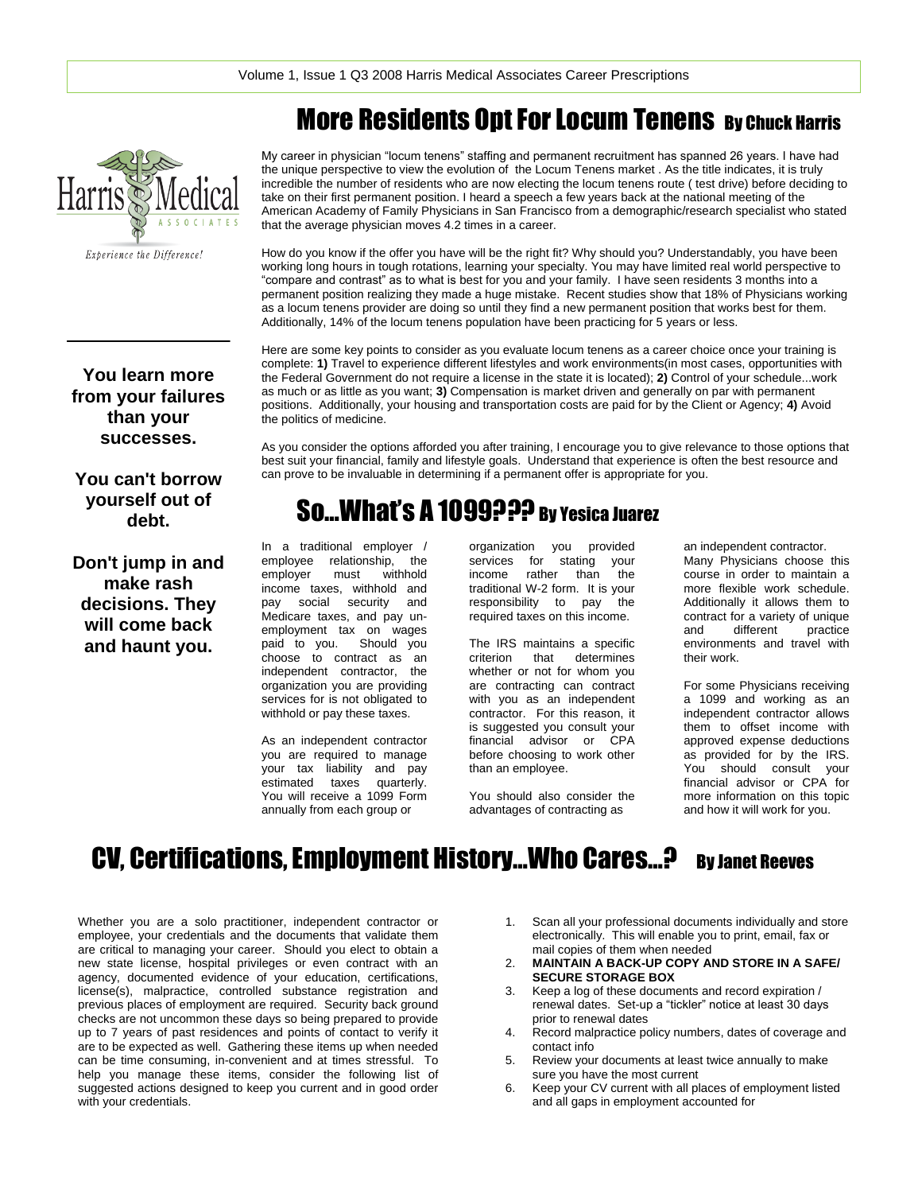Volume 1, Issue 1 Q3 2008 Harris Medical Associates Career Prescriptions

Harris Medical ASSOCIATES

*Experience the Difference!*

# More Residents Opt For Locum Tenens By Chuck Harris

My career in physician "locum tenens" staffing and permanent recruitment has spanned 26 years. I have had the unique perspective to view the evolution of the Locum Tenens market . As the title indicates, it is truly incredible the number of residents who are now electing the locum tenens route ( test drive) before deciding to take on their first permanent position. I heard a speech a few years back at the national meeting of the American Academy of Family Physicians in San Francisco from a demographic/research specialist who stated that the average physician moves 4.2 times in a career.

How do you know if the offer you have will be the right fit? Why should you? Understandably, you have been working long hours in tough rotations, learning your specialty. You may have limited real world perspective to "compare and contrast" as to what is best for you and your family. I have seen residents 3 months into a permanent position realizing they made a huge mistake. Recent studies show that 18% of Physicians working as a locum tenens provider are doing so until they find a new permanent position that works best for them. Additionally, 14% of the locum tenens population have been practicing for 5 years or less.

Here are some key points to consider as you evaluate locum tenens as a career choice once your training is complete: **1)** Travel to experience different lifestyles and work environments(in most cases, opportunities with the Federal Government do not require a license in the state it is located); **2)** Control of your schedule...work as much or as little as you want; **3)** Compensation is market driven and generally on par with permanent positions. Additionally, your housing and transportation costs are paid for by the Client or Agency; **4)** Avoid the politics of medicine.

As you consider the options afforded you after training, I encourage you to give relevance to those options that best suit your financial, family and lifestyle goals. Understand that experience is often the best resource and can prove to be invaluable in determining if a permanent offer is appropriate for you.

**You learn more from your failures than your successes.**

**You can't borrow yourself out of debt.**

**Don't jump in and make rash decisions. They will come back and haunt you.**

# So...What's A 1099??? By Yesica Juarez

In a traditional employer / employee relationship, the employer must withhold income taxes, withhold and pay social security and Medicare taxes, and pay un-employment tax on wages paid to you. Should you choose to contract as an independent contractor, the organization you are providing services for is not obligated to withhold or pay these taxes.

As an independent contractor you are required to manage your tax liability and pay estimated taxes quarterly. You will receive a 1099 Form annually from each group or organization you provided services for stating your income rather than the traditional W-2 form. It is your responsibility to pay the required taxes on this income.

The IRS maintains a specific criterion that determines whether or not for whom you are contracting can contract with you as an independent contractor. For this reason, it is suggested you consult your financial advisor or CPA before choosing to work other than an employee.

You should also consider the advantages of contracting as an independent contractor. Many Physicians choose this course in order to maintain a more flexible work schedule. Additionally it allows them to contract for a variety of unique and different practice environments and travel with their work.

For some Physicians receiving a 1099 and working as an independent contractor allows them to offset income with approved expense deductions as provided for by the IRS. You should consult your financial advisor or CPA for more information on this topic and how it will work for you.

# CV, Certifications, Employment History...Who Cares...? By Janet Reeves

Whether you are a solo practitioner, independent contractor or employee, your credentials and the documents that validate them are critical to managing your career. Should you elect to obtain a new state license, hospital privileges or even contract with an agency, documented evidence of your education, certifications, license(s), malpractice, controlled substance registration and previous places of employment are required. Security back ground checks are not uncommon these days so being prepared to provide up to 7 years of past residences and points of contact to verify it are to be expected as well. Gathering these items up when needed can be time consuming, in-convenient and at times stressful. To help you manage these items, consider the following list of suggested actions designed to keep you current and in good order with your credentials.

1. Scan all your professional documents individually and store electronically. This will enable you to print, email, fax or mail copies of them when needed
2. **MAINTAIN A BACK-UP COPY AND STORE IN A SAFE/ SECURE STORAGE BOX**
3. Keep a log of these documents and record expiration / renewal dates. Set-up a "tickler" notice at least 30 days prior to renewal dates
4. Record malpractice policy numbers, dates of coverage and contact info
5. Review your documents at least twice annually to make sure you have the most current
6. Keep your CV current with all places of employment listed and all gaps in employment accounted for